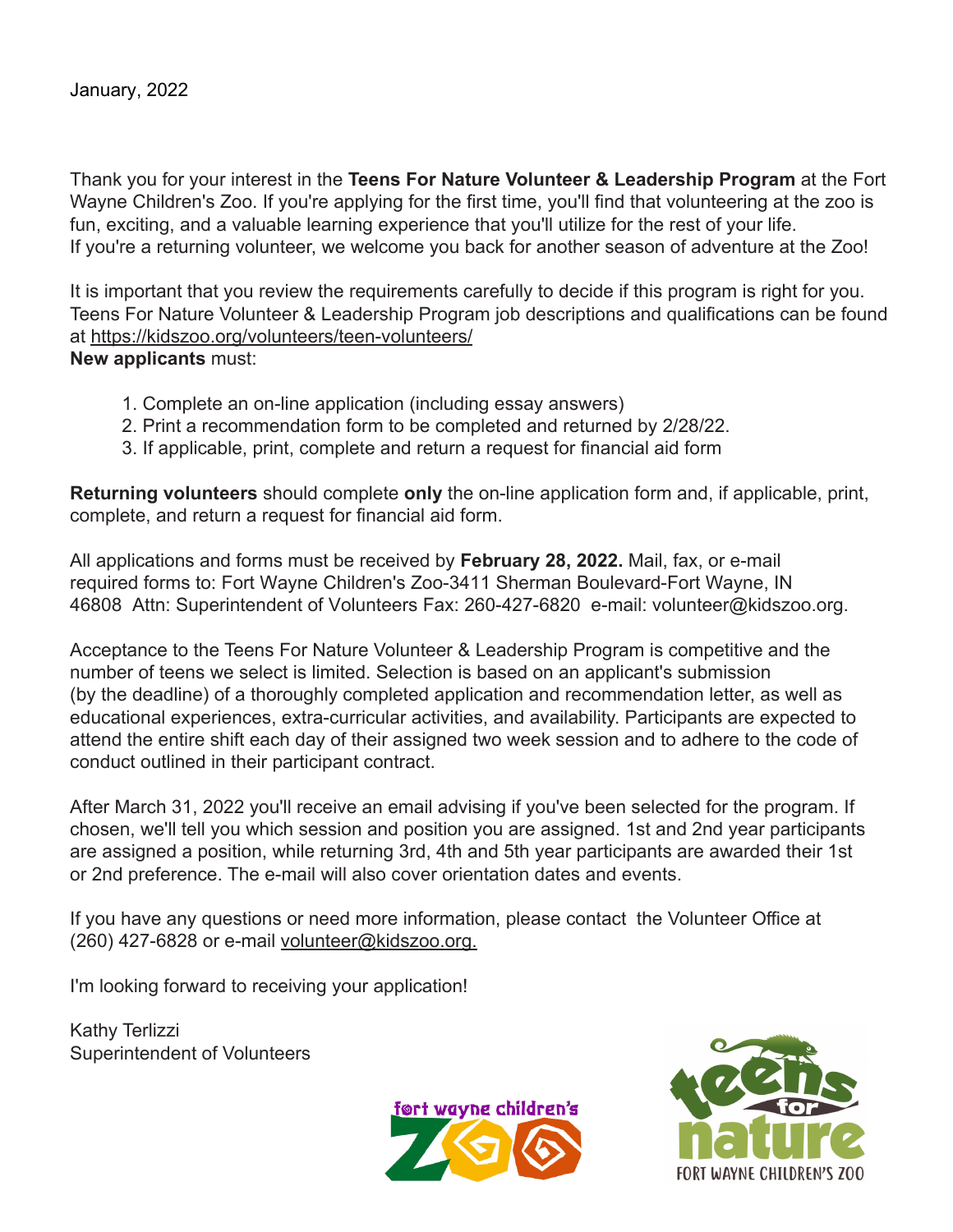January, 2022

Thank you for your interest in the **Teens For Nature Volunteer & Leadership Program** at the Fort Wayne Children's Zoo. If you're applying for the first time, you'll find that volunteering at the zoo is fun, exciting, and a valuable learning experience that you'll utilize for the rest of your life. If you're a returning volunteer, we welcome you back for another season of adventure at the Zoo!

It is important that you review the requirements carefully to decide if this program is right for you. Teens For Nature Volunteer & Leadership Program job descriptions and qualifications can be found at https://kidszoo.org/volunteers/teen-volunteers/

**New applicants** must:

1. Complete an on-line application (including essay answers)
2. Print a recommendation form to be completed and returned by 2/28/22.
3. If applicable, print, complete and return a request for financial aid form

**Returning volunteers** should complete **only** the on-line application form and, if applicable, print, complete, and return a request for financial aid form.

All applications and forms must be received by **February 28, 2022.** Mail, fax, or e-mail required forms to: Fort Wayne Children's Zoo-3411 Sherman Boulevard-Fort Wayne, IN 46808 Attn: Superintendent of Volunteers Fax: 260-427-6820 e-mail: volunteer@kidszoo.org.

Acceptance to the Teens For Nature Volunteer & Leadership Program is competitive and the number of teens we select is limited. Selection is based on an applicant's submission (by the deadline) of a thoroughly completed application and recommendation letter, as well as educational experiences, extra-curricular activities, and availability. Participants are expected to attend the entire shift each day of their assigned two week session and to adhere to the code of conduct outlined in their participant contract.

After March 31, 2022 you'll receive an email advising if you've been selected for the program. If chosen, we'll tell you which session and position you are assigned. 1st and 2nd year participants are assigned a position, while returning 3rd, 4th and 5th year participants are awarded their 1st or 2nd preference. The e-mail will also cover orientation dates and events.

If you have any questions or need more information, please contact the Volunteer Office at (260) 427-6828 or e-mail volunteer@kidszoo.org.

I'm looking forward to receiving your application!

Kathy Terlizzi
Superintendent of Volunteers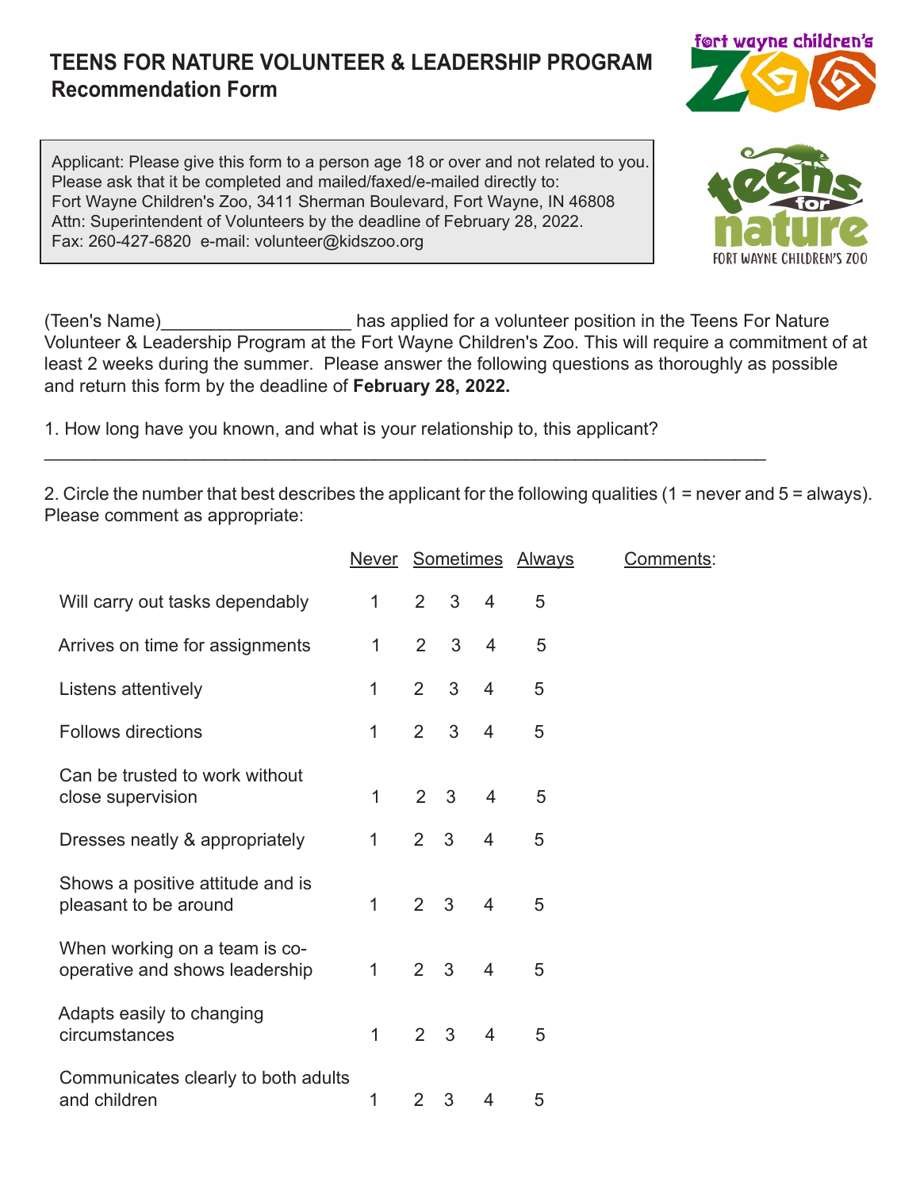# TEENS FOR NATURE VOLUNTEER & LEADERSHIP PROGRAM
## Recommendation Form

Applicant: Please give this form to a person age 18 or over and not related to you. Please ask that it be completed and mailed/faxed/e-mailed directly to:
Fort Wayne Children's Zoo, 3411 Sherman Boulevard, Fort Wayne, IN 46808
Attn: Superintendent of Volunteers by the deadline of February 28, 2022.
Fax: 260-427-6820 e-mail: volunteer@kidszoo.org

(Teen's Name)___________________ has applied for a volunteer position in the Teens For Nature Volunteer & Leadership Program at the Fort Wayne Children's Zoo. This will require a commitment of at least 2 weeks during the summer. Please answer the following questions as thoroughly as possible and return this form by the deadline of **February 28, 2022.**

1. How long have you known, and what is your relationship to, this applicant?

_________________________________________________________________________

2. Circle the number that best describes the applicant for the following qualities (1 = never and 5 = always). Please comment as appropriate:

| | Never | Sometimes | | | Always | Comments: |
|---|---|---|---|---|---|---|
| Will carry out tasks dependably | 1 | 2 | 3 | 4 | 5 | |
| Arrives on time for assignments | 1 | 2 | 3 | 4 | 5 | |
| Listens attentively | 1 | 2 | 3 | 4 | 5 | |
| Follows directions | 1 | 2 | 3 | 4 | 5 | |
| Can be trusted to work without close supervision | 1 | 2 | 3 | 4 | 5 | |
| Dresses neatly & appropriately | 1 | 2 | 3 | 4 | 5 | |
| Shows a positive attitude and is pleasant to be around | 1 | 2 | 3 | 4 | 5 | |
| When working on a team is co-operative and shows leadership | 1 | 2 | 3 | 4 | 5 | |
| Adapts easily to changing circumstances | 1 | 2 | 3 | 4 | 5 | |
| Communicates clearly to both adults and children | 1 | 2 | 3 | 4 | 5 | |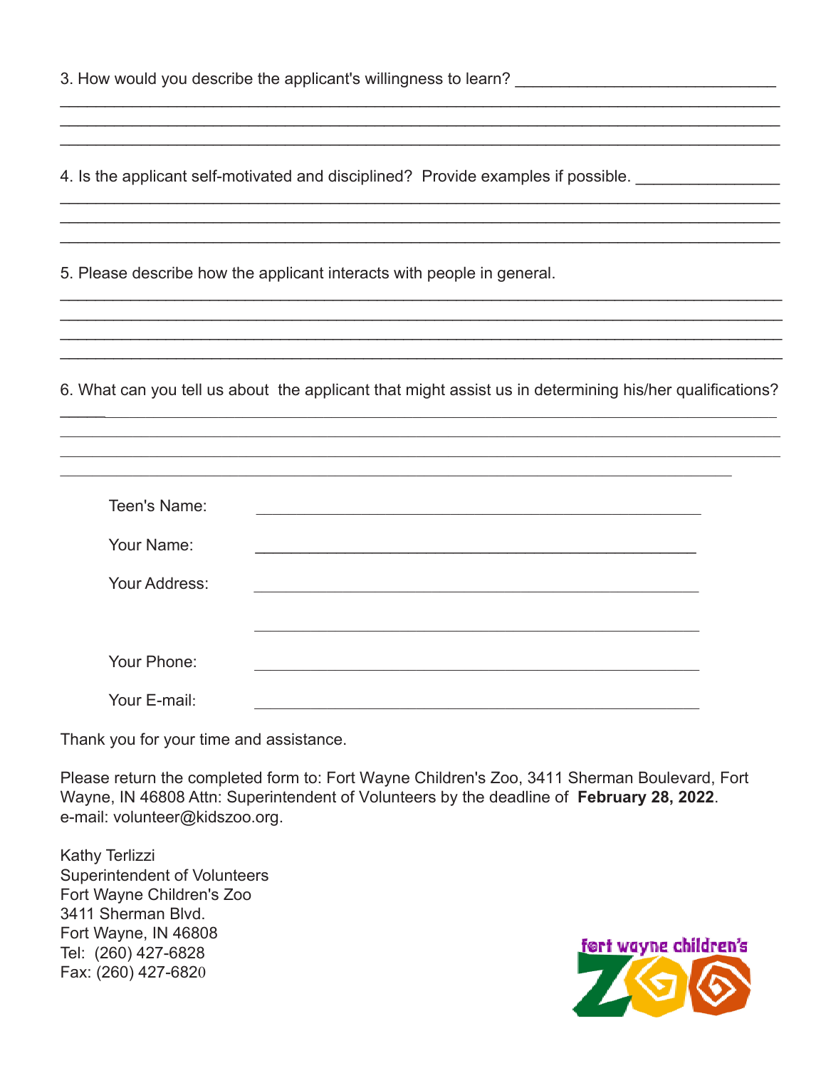3. How would you describe the applicant's willingness to learn? ______________________________

________________________________________________________________________________

________________________________________________________________________________

________________________________________________________________________________

4. Is the applicant self-motivated and disciplined? Provide examples if possible. ________________

________________________________________________________________________________

________________________________________________________________________________

________________________________________________________________________________

5. Please describe how the applicant interacts with people in general.

________________________________________________________________________________

________________________________________________________________________________

________________________________________________________________________________

________________________________________________________________________________

6. What can you tell us about the applicant that might assist us in determining his/her qualifications?

________________________________________________________________________________

________________________________________________________________________________

________________________________________________________________________________

________________________________________________________________________________

Teen's Name: ________________________________________________

Your Name: ________________________________________________

Your Address: ________________________________________________

________________________________________________

Your Phone: ________________________________________________

Your E-mail: ________________________________________________

Thank you for your time and assistance.

Please return the completed form to: Fort Wayne Children's Zoo, 3411 Sherman Boulevard, Fort Wayne, IN 46808 Attn: Superintendent of Volunteers by the deadline of **February 28, 2022**.
e-mail: volunteer@kidszoo.org.

Kathy Terlizzi
Superintendent of Volunteers
Fort Wayne Children's Zoo
3411 Sherman Blvd.
Fort Wayne, IN 46808
Tel: (260) 427-6828
Fax: (260) 427-6820

fort wayne children's ZOO